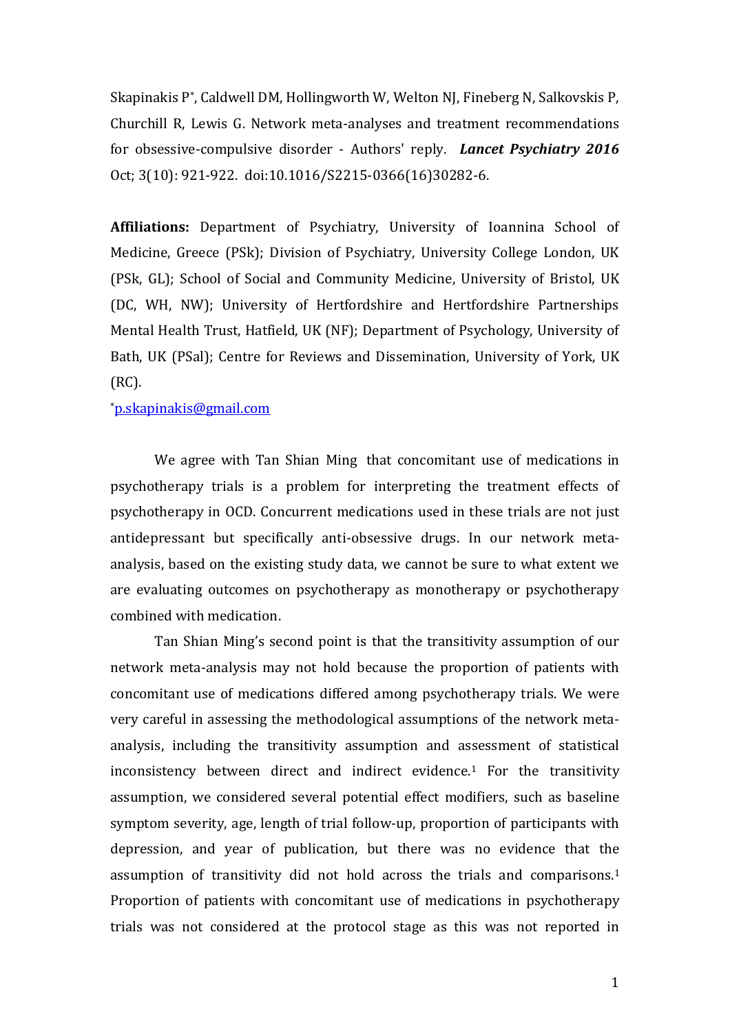Skapinakis P[*], Caldwell DM, Hollingworth W, Welton NJ, Fineberg N, Salkovskis P, Churchill R, Lewis G. Network meta-analyses and treatment recommendations for obsessive-compulsive disorder - Authors' reply. ***Lancet Psychiatry 2016*** Oct; 3(10): 921-922. doi:10.1016/S2215-0366(16)30282-6.

**Affiliations:** Department of Psychiatry, University of Ioannina School of Medicine, Greece (PSk); Division of Psychiatry, University College London, UK (PSk, GL); School of Social and Community Medicine, University of Bristol, UK (DC, WH, NW); University of Hertfordshire and Hertfordshire Partnerships Mental Health Trust, Hatfield, UK (NF); Department of Psychology, University of Bath, UK (PSal); Centre for Reviews and Dissemination, University of York, UK (RC).

[*]p.skapinakis@gmail.com

We agree with Tan Shian Ming that concomitant use of medications in psychotherapy trials is a problem for interpreting the treatment effects of psychotherapy in OCD. Concurrent medications used in these trials are not just antidepressant but specifically anti-obsessive drugs. In our network meta-analysis, based on the existing study data, we cannot be sure to what extent we are evaluating outcomes on psychotherapy as monotherapy or psychotherapy combined with medication.

Tan Shian Ming's second point is that the transitivity assumption of our network meta-analysis may not hold because the proportion of patients with concomitant use of medications differed among psychotherapy trials. We were very careful in assessing the methodological assumptions of the network meta-analysis, including the transitivity assumption and assessment of statistical inconsistency between direct and indirect evidence.[1] For the transitivity assumption, we considered several potential effect modifiers, such as baseline symptom severity, age, length of trial follow-up, proportion of participants with depression, and year of publication, but there was no evidence that the assumption of transitivity did not hold across the trials and comparisons.[1] Proportion of patients with concomitant use of medications in psychotherapy trials was not considered at the protocol stage as this was not reported in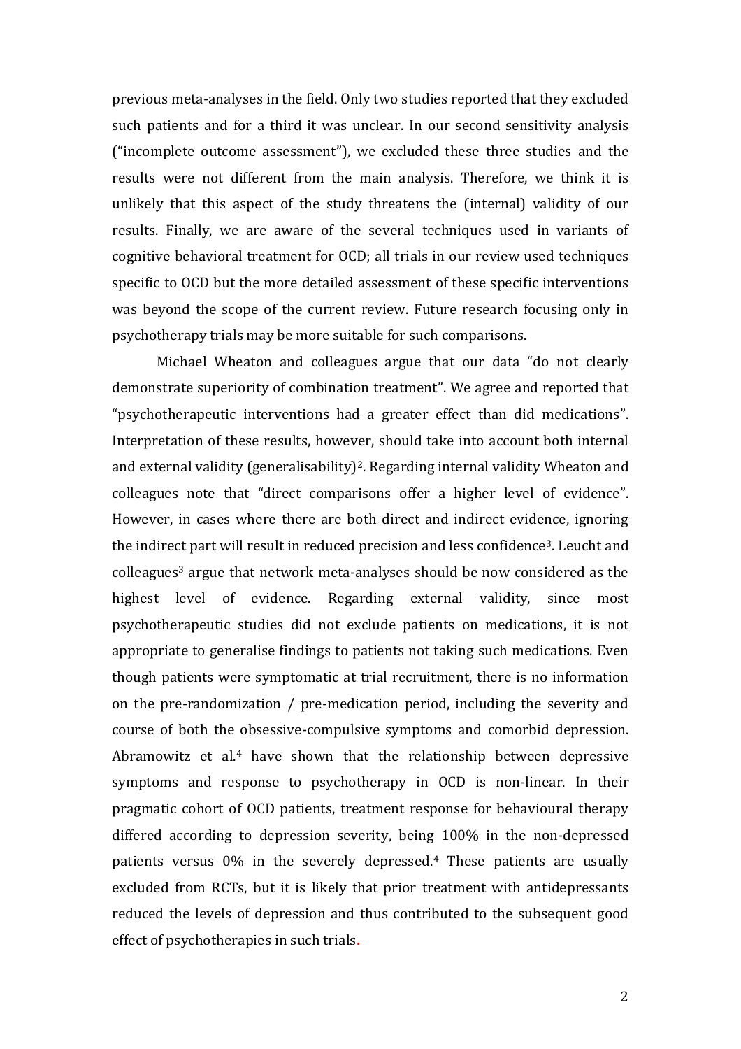previous meta-analyses in the field. Only two studies reported that they excluded such patients and for a third it was unclear. In our second sensitivity analysis ("incomplete outcome assessment"), we excluded these three studies and the results were not different from the main analysis. Therefore, we think it is unlikely that this aspect of the study threatens the (internal) validity of our results. Finally, we are aware of the several techniques used in variants of cognitive behavioral treatment for OCD; all trials in our review used techniques specific to OCD but the more detailed assessment of these specific interventions was beyond the scope of the current review. Future research focusing only in psychotherapy trials may be more suitable for such comparisons.

Michael Wheaton and colleagues argue that our data "do not clearly demonstrate superiority of combination treatment". We agree and reported that "psychotherapeutic interventions had a greater effect than did medications". Interpretation of these results, however, should take into account both internal and external validity (generalisability)[2]. Regarding internal validity Wheaton and colleagues note that "direct comparisons offer a higher level of evidence". However, in cases where there are both direct and indirect evidence, ignoring the indirect part will result in reduced precision and less confidence[3]. Leucht and colleagues[3] argue that network meta-analyses should be now considered as the highest level of evidence. Regarding external validity, since most psychotherapeutic studies did not exclude patients on medications, it is not appropriate to generalise findings to patients not taking such medications. Even though patients were symptomatic at trial recruitment, there is no information on the pre-randomization / pre-medication period, including the severity and course of both the obsessive-compulsive symptoms and comorbid depression. Abramowitz et al.[4] have shown that the relationship between depressive symptoms and response to psychotherapy in OCD is non-linear. In their pragmatic cohort of OCD patients, treatment response for behavioural therapy differed according to depression severity, being 100% in the non-depressed patients versus 0% in the severely depressed.[4] These patients are usually excluded from RCTs, but it is likely that prior treatment with antidepressants reduced the levels of depression and thus contributed to the subsequent good effect of psychotherapies in such trials.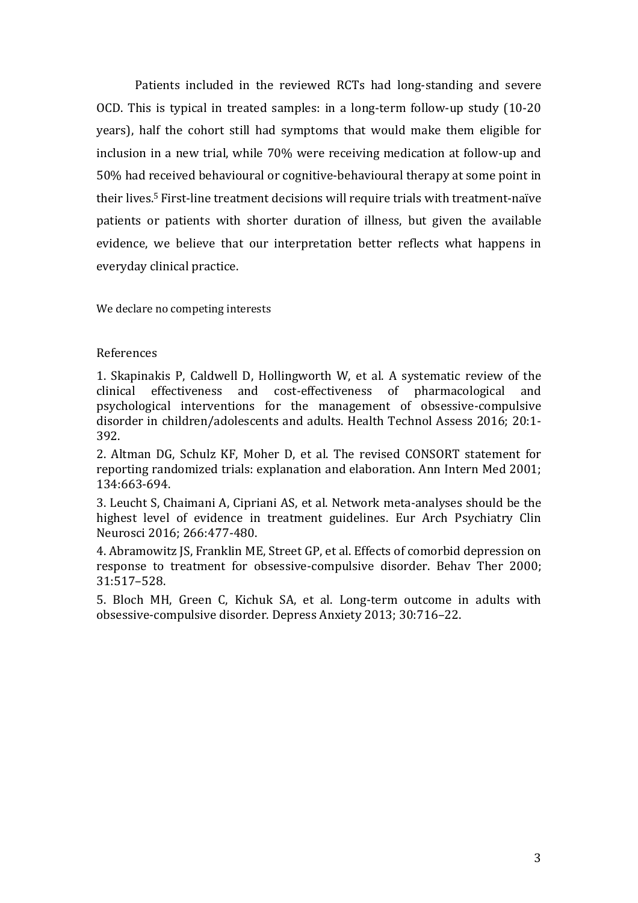Patients included in the reviewed RCTs had long-standing and severe OCD. This is typical in treated samples: in a long-term follow-up study (10-20 years), half the cohort still had symptoms that would make them eligible for inclusion in a new trial, while 70% were receiving medication at follow-up and 50% had received behavioural or cognitive-behavioural therapy at some point in their lives.[5] First-line treatment decisions will require trials with treatment-naïve patients or patients with shorter duration of illness, but given the available evidence, we believe that our interpretation better reflects what happens in everyday clinical practice.

We declare no competing interests

References

1. Skapinakis P, Caldwell D, Hollingworth W, et al. A systematic review of the clinical effectiveness and cost-effectiveness of pharmacological and psychological interventions for the management of obsessive-compulsive disorder in children/adolescents and adults. Health Technol Assess 2016; 20:1-392.

2. Altman DG, Schulz KF, Moher D, et al. The revised CONSORT statement for reporting randomized trials: explanation and elaboration. Ann Intern Med 2001; 134:663-694.

3. Leucht S, Chaimani A, Cipriani AS, et al. Network meta-analyses should be the highest level of evidence in treatment guidelines. Eur Arch Psychiatry Clin Neurosci 2016; 266:477-480.

4. Abramowitz JS, Franklin ME, Street GP, et al. Effects of comorbid depression on response to treatment for obsessive-compulsive disorder. Behav Ther 2000; 31:517–528.

5. Bloch MH, Green C, Kichuk SA, et al. Long-term outcome in adults with obsessive-compulsive disorder. Depress Anxiety 2013; 30:716–22.